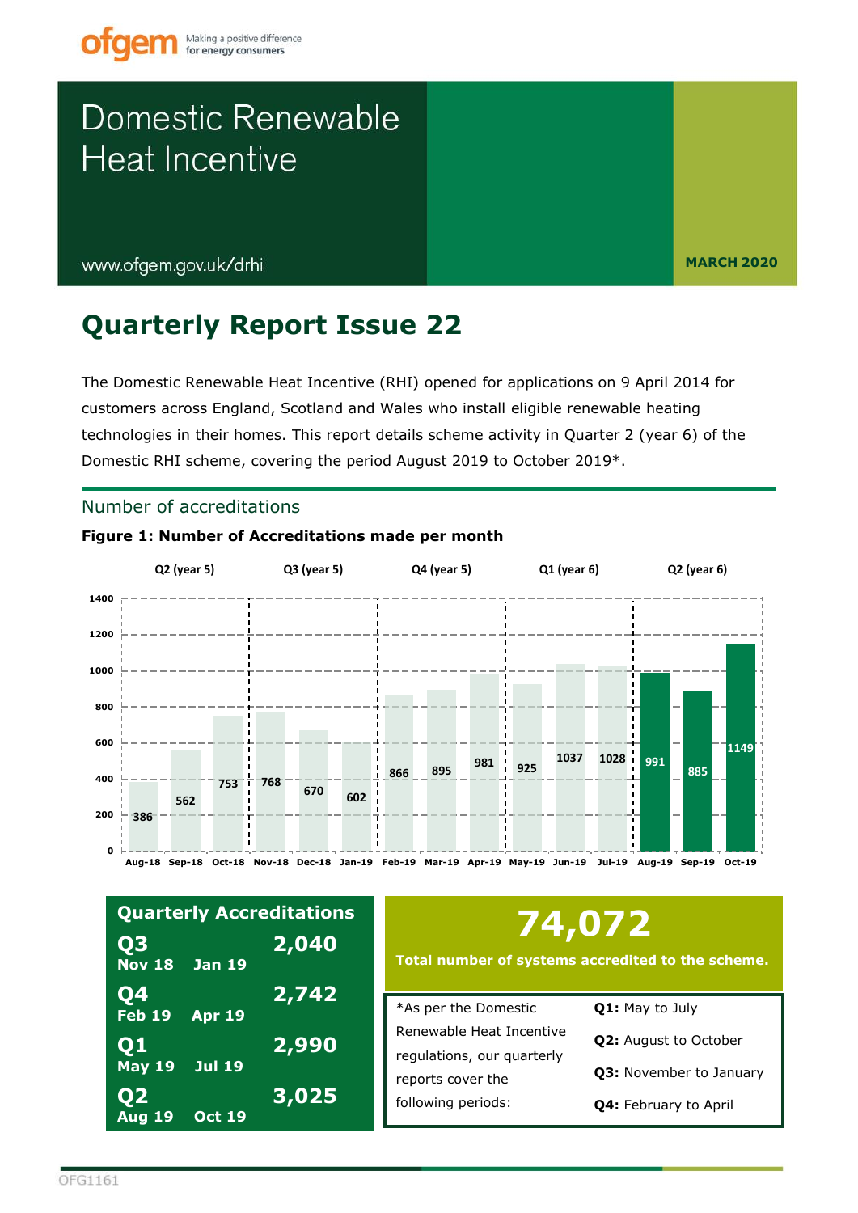Making a positive difference for energy consumers

# Domestic Renewable Heat Incentive

www.ofgem.gov.uk/drhi

**MARCH 2020**

## Quarterly Report Issue 22

The Domestic Renewable Heat Incentive (RHI) opened for applications on 9 April 2014 for customers across England, Scotland and Wales who install eligible renewable heating technologies in their homes. This report details scheme activity in Quarter 2 (year 6) of the Domestic RHI scheme, covering the period August 2019 to October 2019*.

### Number of accreditations

**Figure 1: Number of Accreditations made per month**

| Quarter | Month | Accreditations |
|---|---|---|
| Q2 (year 5) | Aug-18 | 386 |
| | Sep-18 | 562 |
| | Oct-18 | 753 |
| Q3 (year 5) | Nov-18 | 768 |
| | Dec-18 | 670 |
| | Jan-19 | 602 |
| Q4 (year 5) | Feb-19 | 866 |
| | Mar-19 | 895 |
| | Apr-19 | 981 |
| Q1 (year 6) | May-19 | 925 |
| | Jun-19 | 1037 |
| | Jul-19 | 1028 |
| Q2 (year 6) | Aug-19 | 991 |
| | Sep-19 | 885 |
| | Oct-19 | 1149 |

**Quarterly Accreditations**

| Quarter | Period | Accreditations |
|---|---|---|
| Q3 | Nov 18 – Jan 19 | 2,040 |
| Q4 | Feb 19 – Apr 19 | 2,742 |
| Q1 | May 19 – Jul 19 | 2,990 |
| Q2 | Aug 19 – Oct 19 | 3,025 |

**74,072**

**Total number of systems accredited to the scheme.**

*As per the Domestic Renewable Heat Incentive regulations, our quarterly reports cover the following periods:

**Q1:** May to July

**Q2:** August to October

**Q3:** November to January

**Q4:** February to April

OFG1161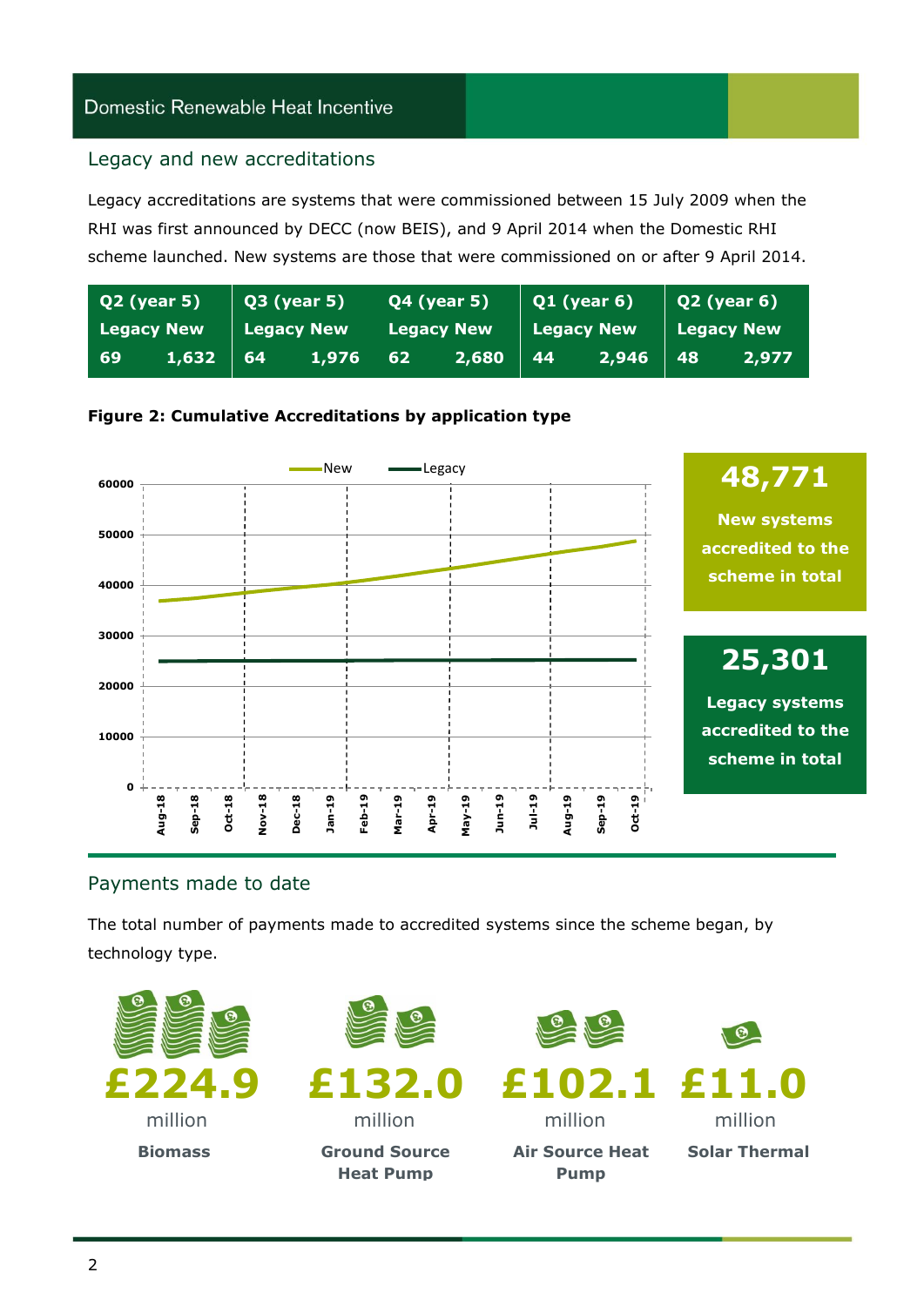## Legacy and new accreditations

Legacy accreditations are systems that were commissioned between 15 July 2009 when the RHI was first announced by DECC (now BEIS), and 9 April 2014 when the Domestic RHI scheme launched. New systems are those that were commissioned on or after 9 April 2014.

| Q2 (year 5) | | Q3 (year 5) | | Q4 (year 5) | | Q1 (year 6) | | Q2 (year 6) | |
|---|---|---|---|---|---|---|---|---|---|
| Legacy | New | Legacy | New | Legacy | New | Legacy | New | Legacy | New |
| 69 | 1,632 | 64 | 1,976 | 62 | 2,680 | 44 | 2,946 | 48 | 2,977 |

**Figure 2: Cumulative Accreditations by application type**

**48,771** New systems accredited to the scheme in total

**25,301** Legacy systems accredited to the scheme in total

## Payments made to date

The total number of payments made to accredited systems since the scheme began, by technology type.

| £224.9 million | £132.0 million | £102.1 million | £11.0 million |
|---|---|---|---|
| **Biomass** | **Ground Source Heat Pump** | **Air Source Heat Pump** | **Solar Thermal** |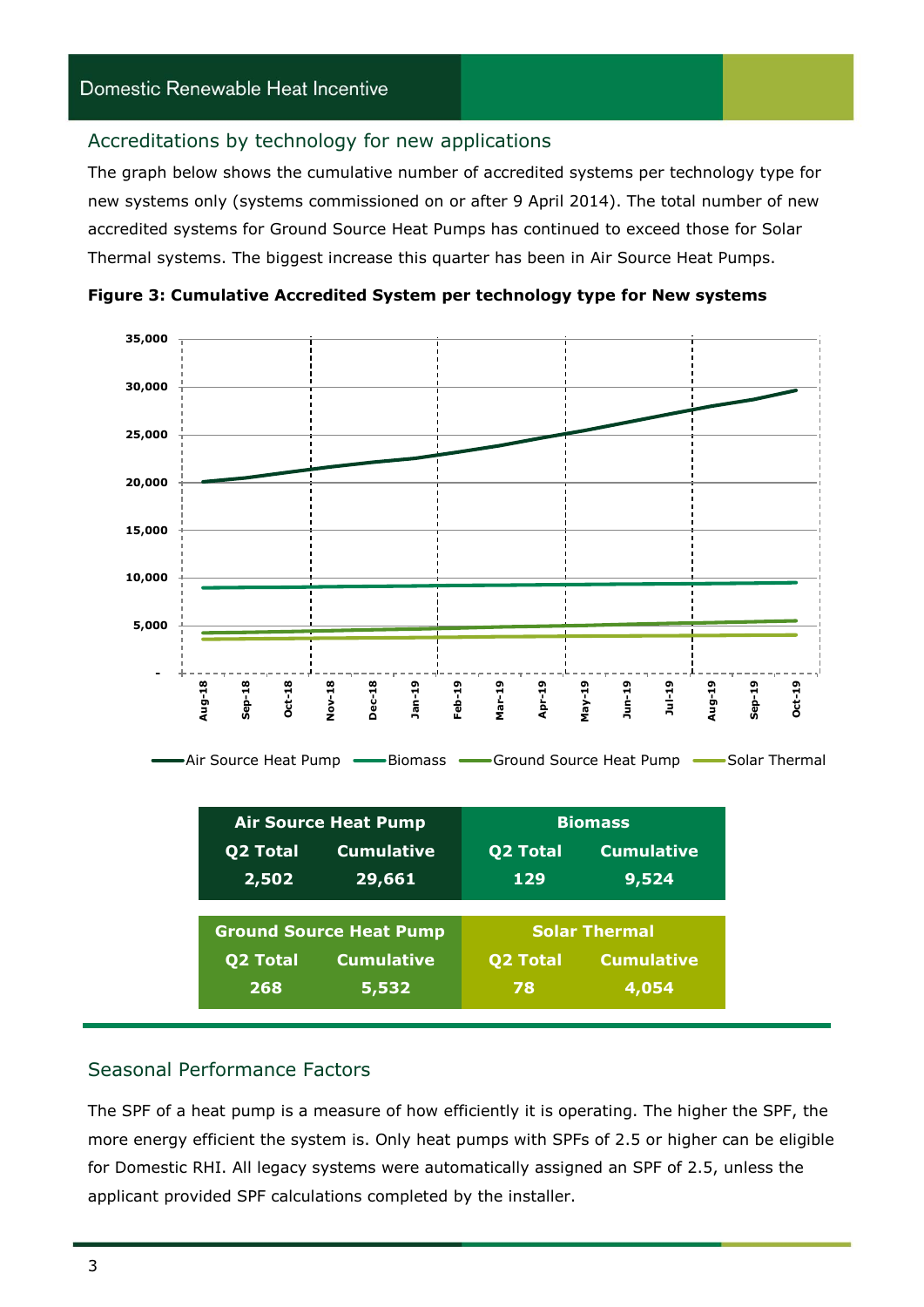## Accreditations by technology for new applications

The graph below shows the cumulative number of accredited systems per technology type for new systems only (systems commissioned on or after 9 April 2014). The total number of new accredited systems for Ground Source Heat Pumps has continued to exceed those for Solar Thermal systems. The biggest increase this quarter has been in Air Source Heat Pumps.

**Figure 3: Cumulative Accredited System per technology type for New systems**

| Air Source Heat Pump | | Biomass | |
|---|---|---|---|
| Q2 Total | Cumulative | Q2 Total | Cumulative |
| 2,502 | 29,661 | 129 | 9,524 |

| Ground Source Heat Pump | | Solar Thermal | |
|---|---|---|---|
| Q2 Total | Cumulative | Q2 Total | Cumulative |
| 268 | 5,532 | 78 | 4,054 |

## Seasonal Performance Factors

The SPF of a heat pump is a measure of how efficiently it is operating. The higher the SPF, the more energy efficient the system is. Only heat pumps with SPFs of 2.5 or higher can be eligible for Domestic RHI. All legacy systems were automatically assigned an SPF of 2.5, unless the applicant provided SPF calculations completed by the installer.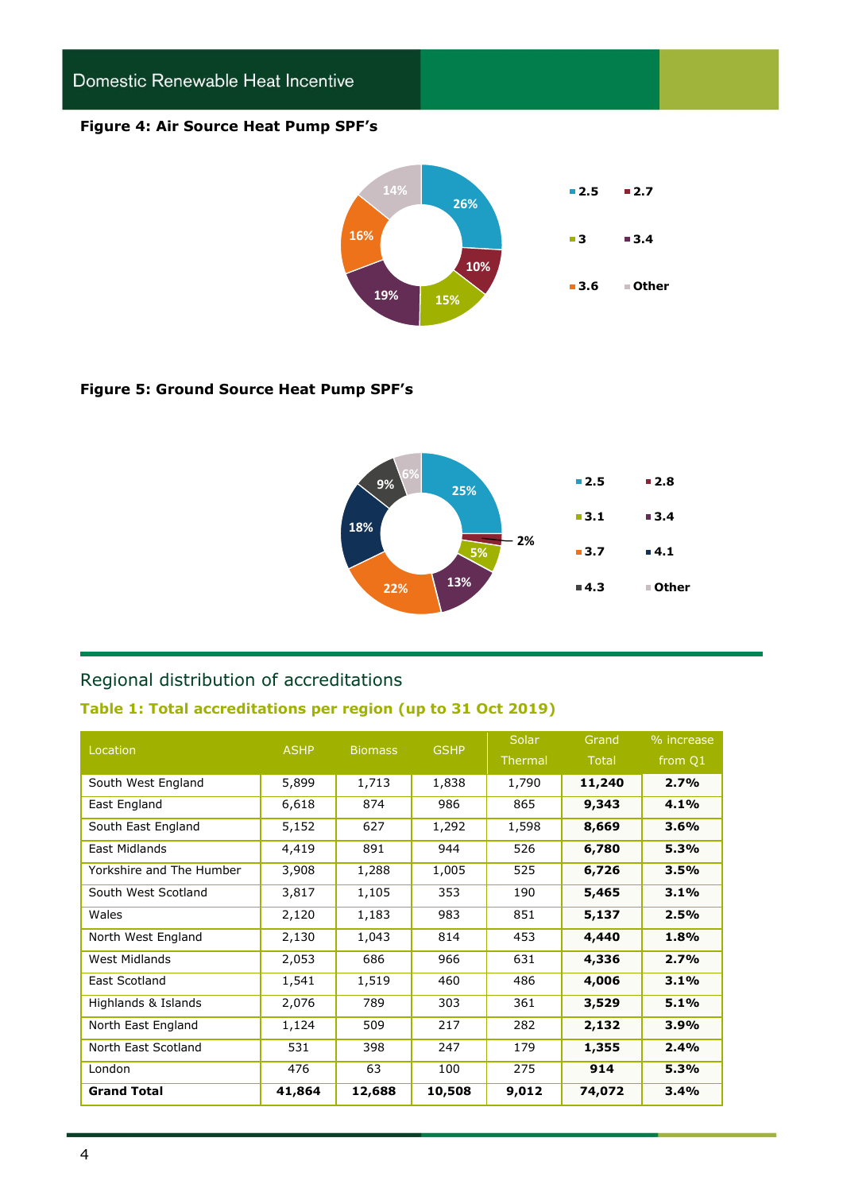**Figure 4: Air Source Heat Pump SPF's**

| SPF | Share |
|---|---|
| 2.5 | 26% |
| 2.7 | 10% |
| 3 | 15% |
| 3.4 | 19% |
| 3.6 | 16% |
| Other | 14% |

**Figure 5: Ground Source Heat Pump SPF's**

| SPF | Share |
|---|---|
| 2.5 | 25% |
| 2.8 | 2% |
| 3.1 | 5% |
| 3.4 | 13% |
| 3.7 | 22% |
| 4.1 | 18% |
| 4.3 | 9% |
| Other | 6% |

## Regional distribution of accreditations

**Table 1: Total accreditations per region (up to 31 Oct 2019)**

| Location | ASHP | Biomass | GSHP | Solar Thermal | Grand Total | % increase from Q1 |
|---|---|---|---|---|---|---|
| South West England | 5,899 | 1,713 | 1,838 | 1,790 | **11,240** | **2.7%** |
| East England | 6,618 | 874 | 986 | 865 | **9,343** | **4.1%** |
| South East England | 5,152 | 627 | 1,292 | 1,598 | **8,669** | **3.6%** |
| East Midlands | 4,419 | 891 | 944 | 526 | **6,780** | **5.3%** |
| Yorkshire and The Humber | 3,908 | 1,288 | 1,005 | 525 | **6,726** | **3.5%** |
| South West Scotland | 3,817 | 1,105 | 353 | 190 | **5,465** | **3.1%** |
| Wales | 2,120 | 1,183 | 983 | 851 | **5,137** | **2.5%** |
| North West England | 2,130 | 1,043 | 814 | 453 | **4,440** | **1.8%** |
| West Midlands | 2,053 | 686 | 966 | 631 | **4,336** | **2.7%** |
| East Scotland | 1,541 | 1,519 | 460 | 486 | **4,006** | **3.1%** |
| Highlands & Islands | 2,076 | 789 | 303 | 361 | **3,529** | **5.1%** |
| North East England | 1,124 | 509 | 217 | 282 | **2,132** | **3.9%** |
| North East Scotland | 531 | 398 | 247 | 179 | **1,355** | **2.4%** |
| London | 476 | 63 | 100 | 275 | **914** | **5.3%** |
| **Grand Total** | **41,864** | **12,688** | **10,508** | **9,012** | **74,072** | **3.4%** |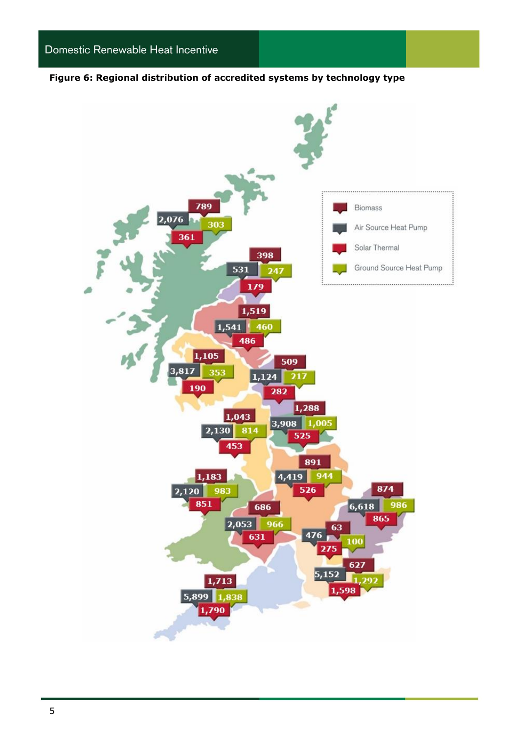**Figure 6: Regional distribution of accredited systems by technology type**

Biomass

Air Source Heat Pump

Solar Thermal

Ground Source Heat Pump

789 2,076 303 361

398 531 247 179

1,519 1,541 460 486

1,105 3,817 353 190

509 1,124 217 282

1,288 3,908 1,005 525

1,043 2,130 814 453

891 4,419 944 526

1,183 2,120 983 851

874 6,618 986 865

686 2,053 966 631

63 476 100 275

627 5,152 1,292 1,598

1,713 5,899 1,838 1,790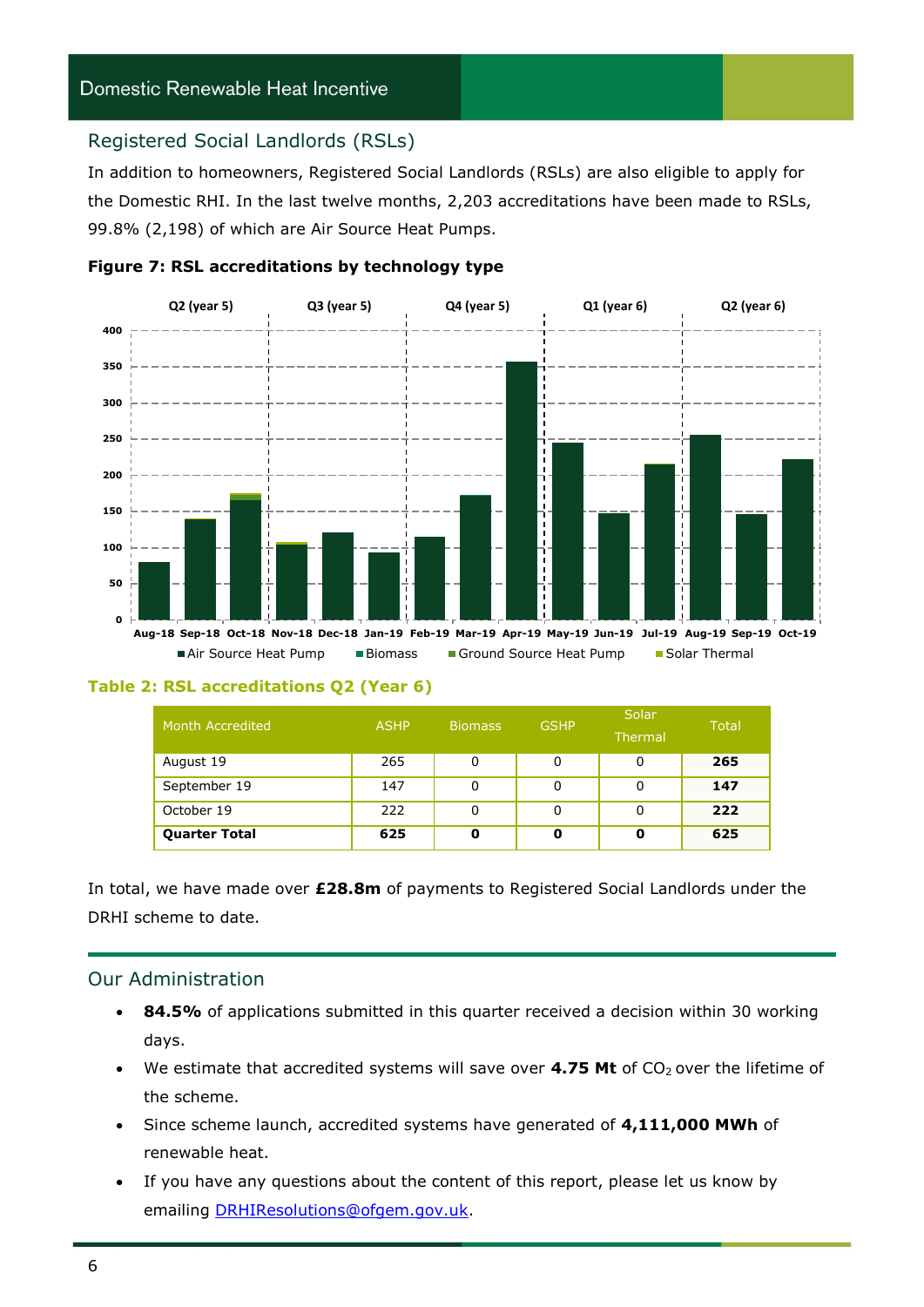## Registered Social Landlords (RSLs)

In addition to homeowners, Registered Social Landlords (RSLs) are also eligible to apply for the Domestic RHI. In the last twelve months, 2,203 accreditations have been made to RSLs, 99.8% (2,198) of which are Air Source Heat Pumps.

**Figure 7: RSL accreditations by technology type**

Q2 (year 5)
Q3 (year 5)
Q4 (year 5)
Q1 (year 6)
Q2 (year 6)

400
350
300
250
200
150
100
50
0

Aug-18 Sep-18 Oct-18 Nov-18 Dec-18 Jan-19 Feb-19 Mar-19 Apr-19 May-19 Jun-19 Jul-19 Aug-19 Sep-19 Oct-19

Air Source Heat Pump
Biomass
Ground Source Heat Pump
Solar Thermal

**Table 2: RSL accreditations Q2 (Year 6)**

| Month Accredited | ASHP | Biomass | GSHP | Solar Thermal | Total |
|---|---|---|---|---|---|
| August 19 | 265 | 0 | 0 | 0 | **265** |
| September 19 | 147 | 0 | 0 | 0 | **147** |
| October 19 | 222 | 0 | 0 | 0 | **222** |
| **Quarter Total** | **625** | **0** | **0** | **0** | **625** |

In total, we have made over **£28.8m** of payments to Registered Social Landlords under the DRHI scheme to date.

## Our Administration

- **84.5%** of applications submitted in this quarter received a decision within 30 working days.
- We estimate that accredited systems will save over **4.75 Mt** of $CO_2$ over the lifetime of the scheme.
- Since scheme launch, accredited systems have generated of **4,111,000 MWh** of renewable heat.
- If you have any questions about the content of this report, please let us know by emailing DRHIResolutions@ofgem.gov.uk.